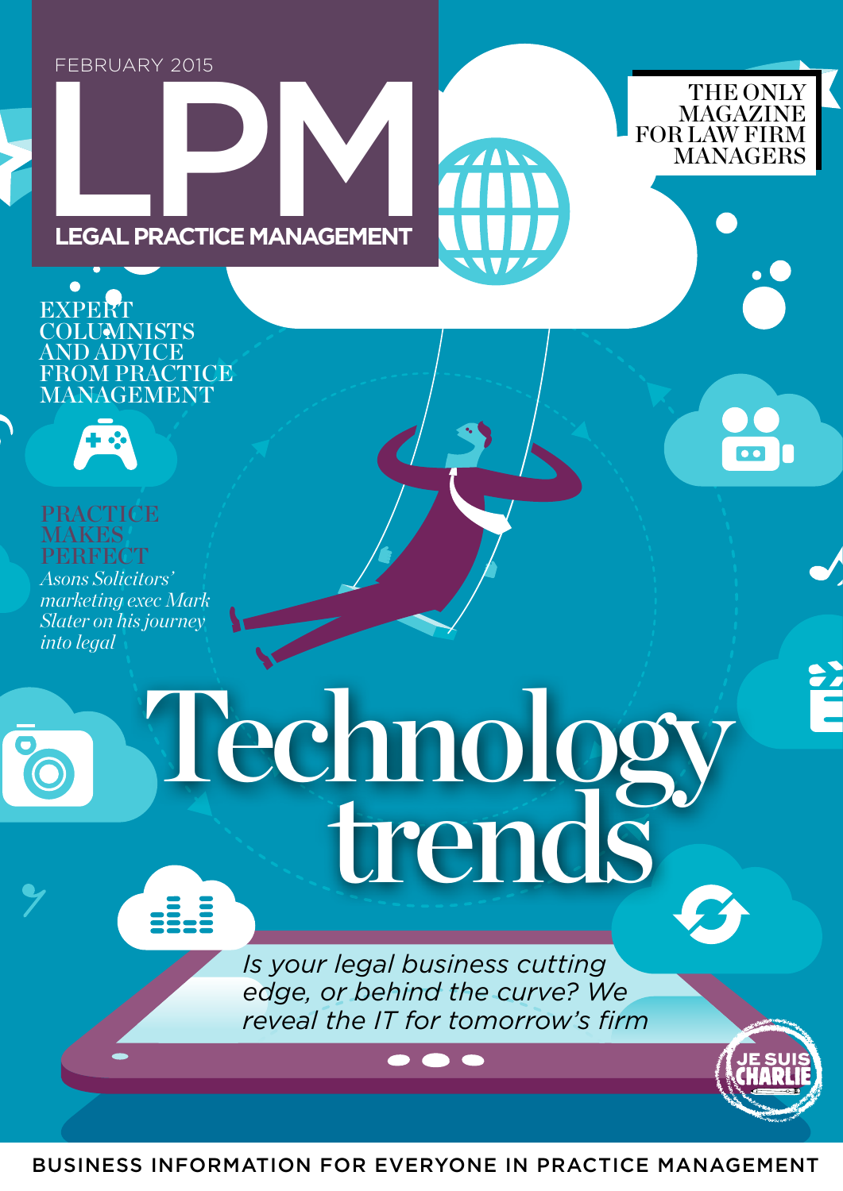FEBRUARY 2015

# LPM

## LEGAL PRACTICE MANAGEMENT

THE ONLY MAGAZINE FOR LAW FIRM MANAGERS

EXPERT COLUMNISTS AND ADVICE FROM PRACTICE MANAGEMENT

PRACTICE MAKES PERFECT

*Asons Solicitors' marketing exec Mark Slater on his journey into legal*

# Technology trends

*Is your legal business cutting edge, or behind the curve? We reveal the IT for tomorrow's firm*

JE SUIS CHARLIE

BUSINESS INFORMATION FOR EVERYONE IN PRACTICE MANAGEMENT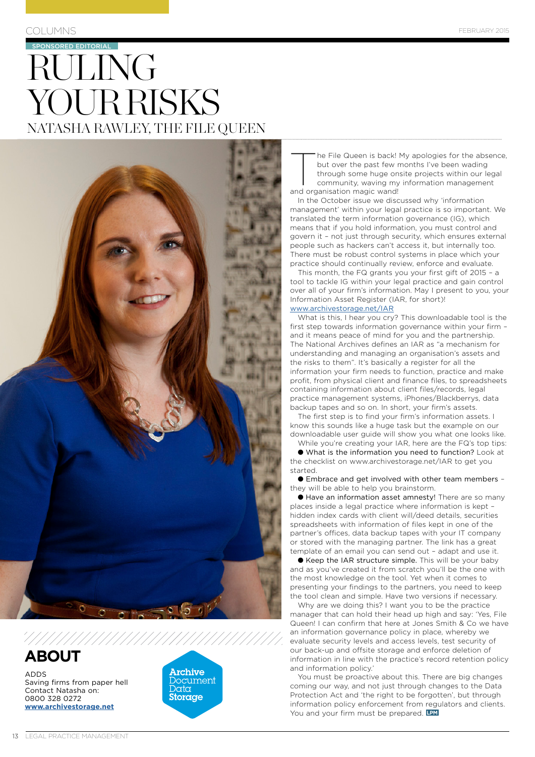COLUMNS

SPONSORED EDITORIAL

# RULING YOUR RISKS

## NATASHA RAWLEY, THE FILE QUEEN

The File Queen is back! My apologies for the absence, but over the past few months I've been wading through some huge onsite projects within our legal community, waving my information management and organisation magic wand!

In the October issue we discussed why 'information management' within your legal practice is so important. We translated the term information governance (IG), which means that if you hold information, you must control and govern it – not just through security, which ensures external people such as hackers can't access it, but internally too. There must be robust control systems in place which your practice should continually review, enforce and evaluate.

This month, the FQ grants you your first gift of 2015 – a tool to tackle IG within your legal practice and gain control over all of your firm's information. May I present to you, your Information Asset Register (IAR, for short)! www.archivestorage.net/IAR

What is this, I hear you cry? This downloadable tool is the first step towards information governance within your firm – and it means peace of mind for you and the partnership. The National Archives defines an IAR as "a mechanism for understanding and managing an organisation's assets and the risks to them". It's basically a register for all the information your firm needs to function, practice and make profit, from physical client and finance files, to spreadsheets containing information about client files/records, legal practice management systems, iPhones/Blackberrys, data backup tapes and so on. In short, your firm's assets.

The first step is to find your firm's information assets. I know this sounds like a huge task but the example on our downloadable user guide will show you what one looks like.

While you're creating your IAR, here are the FQ's top tips:

- **What is the information you need to function?** Look at the checklist on www.archivestorage.net/IAR to get you started.
- **Embrace and get involved with other team members** – they will be able to help you brainstorm.
- **Have an information asset amnesty!** There are so many places inside a legal practice where information is kept – hidden index cards with client will/deed details, securities spreadsheets with information of files kept in one of the partner's offices, data backup tapes with your IT company or stored with the managing partner. The link has a great template of an email you can send out – adapt and use it.
- **Keep the IAR structure simple.** This will be your baby and as you've created it from scratch you'll be the one with the most knowledge on the tool. Yet when it comes to presenting your findings to the partners, you need to keep the tool clean and simple. Have two versions if necessary.

Why are we doing this? I want you to be the practice manager that can hold their head up high and say: 'Yes, File Queen! I can confirm that here at Jones Smith & Co we have an information governance policy in place, whereby we evaluate security levels and access levels, test security of our back-up and offsite storage and enforce deletion of information in line with the practice's record retention policy and information policy.'

You must be proactive about this. There are big changes coming our way, and not just through changes to the Data Protection Act and 'the right to be forgotten', but through information policy enforcement from regulators and clients. You and your firm must be prepared. LPM

## ABOUT

ADDS
Saving firms from paper hell
Contact Natasha on:
0800 328 0272
**www.archivestorage.net**

Archive Document Data Storage